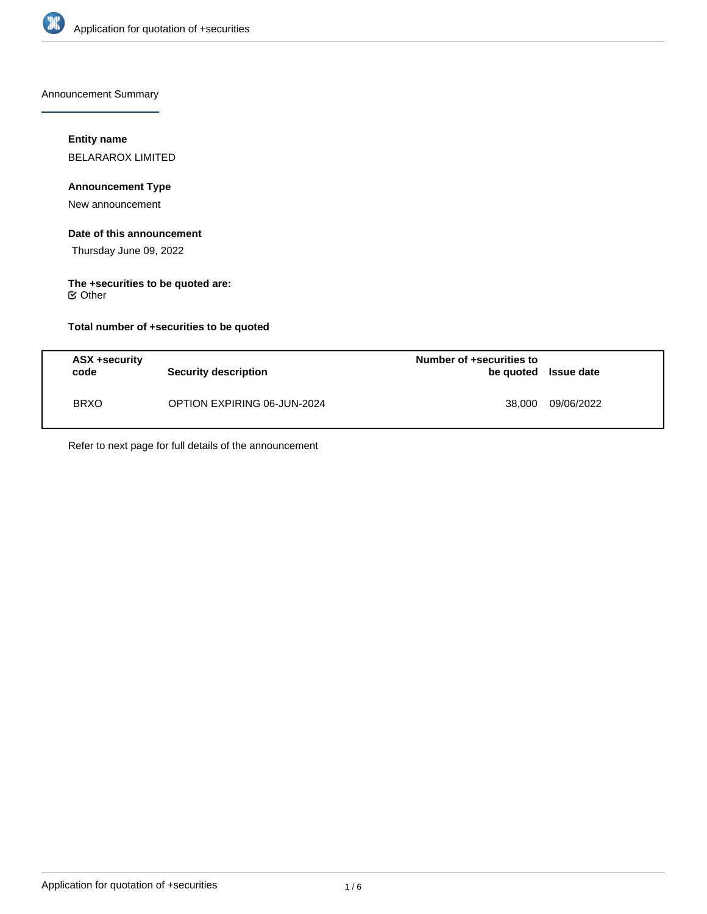Announcement Summary

**Entity name**

BELARAROX LIMITED

**Announcement Type**

New announcement

**Date of this announcement**

Thursday June 09, 2022

**The +securities to be quoted are:**

☑ Other

**Total number of +securities to be quoted**

| ASX +security code | Security description | Number of +securities to be quoted | Issue date |
|---|---|---|---|
| BRXO | OPTION EXPIRING 06-JUN-2024 | 38,000 | 09/06/2022 |

Refer to next page for full details of the announcement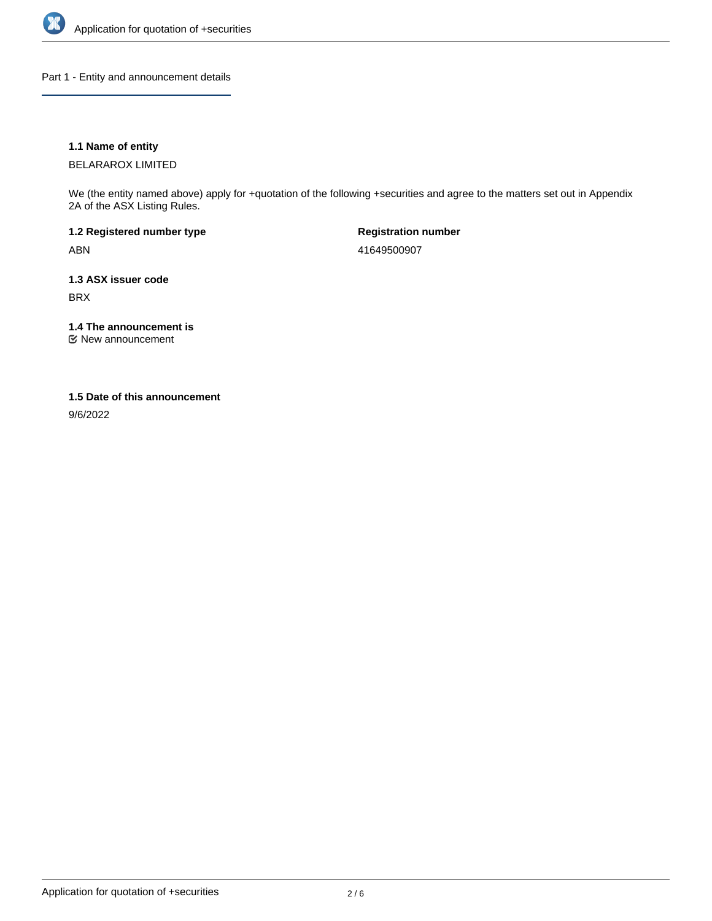## Part 1 - Entity and announcement details

**1.1 Name of entity**

BELARAROX LIMITED

We (the entity named above) apply for +quotation of the following +securities and agree to the matters set out in Appendix 2A of the ASX Listing Rules.

**1.2 Registered number type**

ABN

**Registration number**

41649500907

**1.3 ASX issuer code**

BRX

**1.4 The announcement is**

☑ New announcement

**1.5 Date of this announcement**

9/6/2022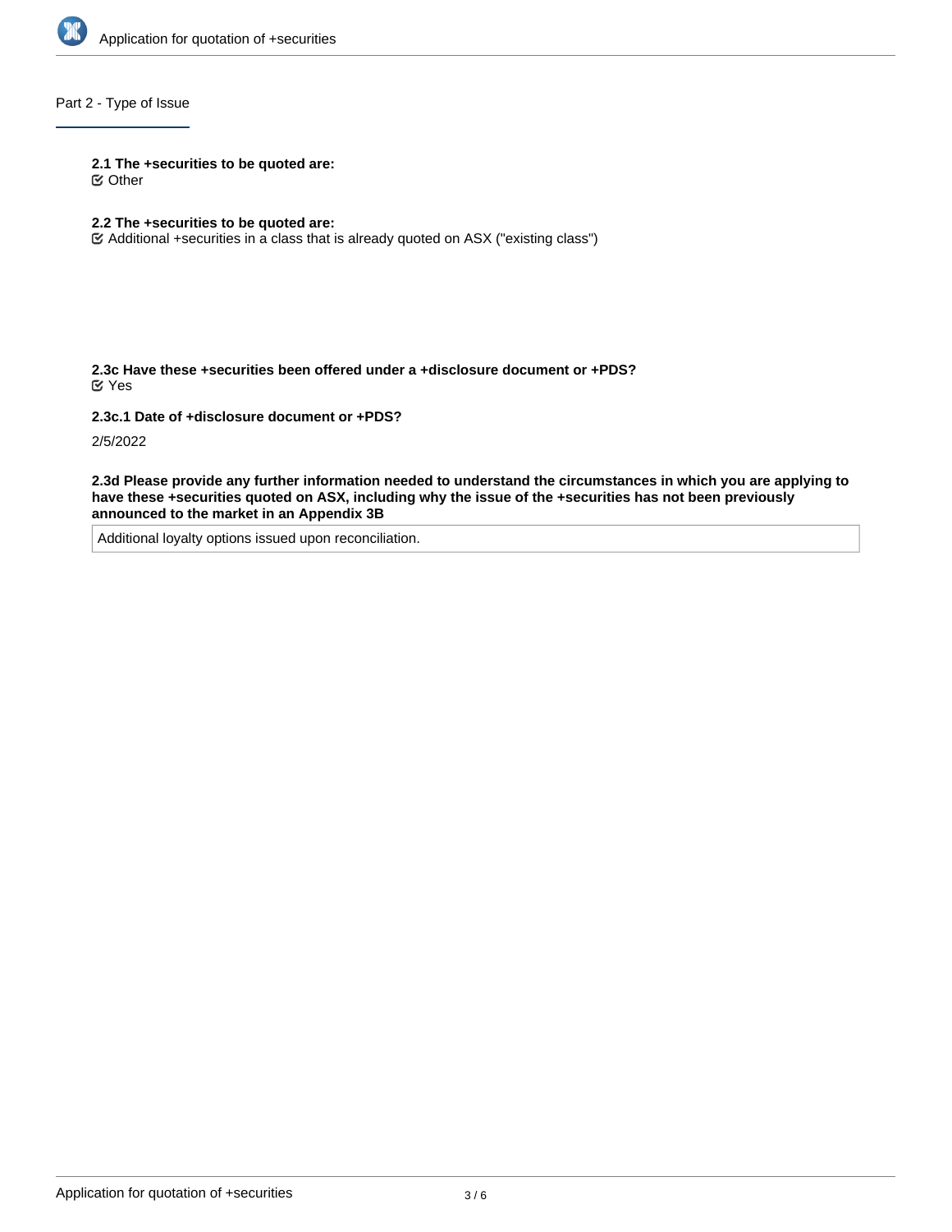## Part 2 - Type of Issue

**2.1 The +securities to be quoted are:**

☑ Other

**2.2 The +securities to be quoted are:**

☑ Additional +securities in a class that is already quoted on ASX ("existing class")

**2.3c Have these +securities been offered under a +disclosure document or +PDS?**

☑ Yes

**2.3c.1 Date of +disclosure document or +PDS?**

2/5/2022

**2.3d Please provide any further information needed to understand the circumstances in which you are applying to have these +securities quoted on ASX, including why the issue of the +securities has not been previously announced to the market in an Appendix 3B**

Additional loyalty options issued upon reconciliation.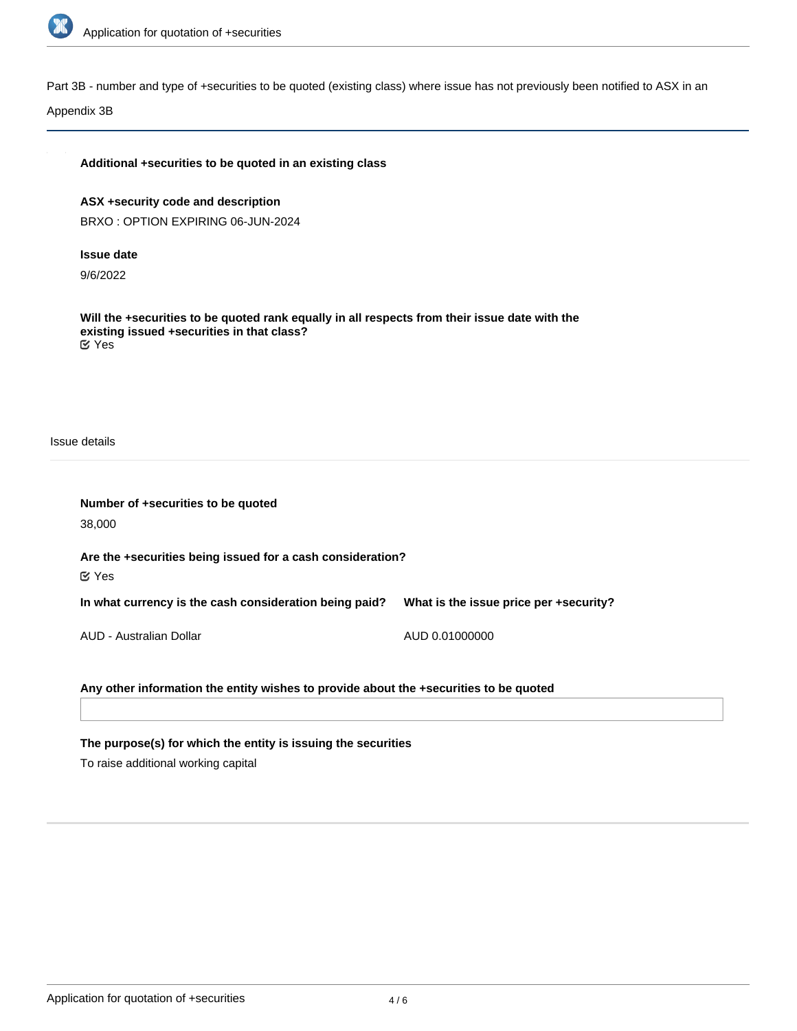Part 3B - number and type of +securities to be quoted (existing class) where issue has not previously been notified to ASX in an Appendix 3B

**Additional +securities to be quoted in an existing class**

**ASX +security code and description**

BRXO : OPTION EXPIRING 06-JUN-2024

**Issue date**

9/6/2022

**Will the +securities to be quoted rank equally in all respects from their issue date with the existing issued +securities in that class?**

☑ Yes

Issue details

**Number of +securities to be quoted**

38,000

**Are the +securities being issued for a cash consideration?**

☑ Yes

| In what currency is the cash consideration being paid? | What is the issue price per +security? |
| --- | --- |
| AUD - Australian Dollar | AUD 0.01000000 |

**Any other information the entity wishes to provide about the +securities to be quoted**

**The purpose(s) for which the entity is issuing the securities**

To raise additional working capital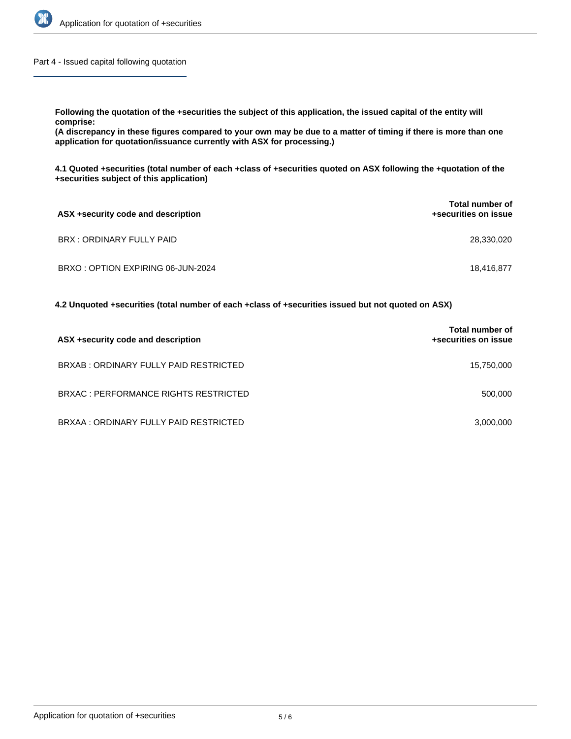## Part 4 - Issued capital following quotation

**Following the quotation of the +securities the subject of this application, the issued capital of the entity will comprise:**
**(A discrepancy in these figures compared to your own may be due to a matter of timing if there is more than one application for quotation/issuance currently with ASX for processing.)**

**4.1 Quoted +securities (total number of each +class of +securities quoted on ASX following the +quotation of the +securities subject of this application)**

| ASX +security code and description | Total number of +securities on issue |
|---|---|
| BRX : ORDINARY FULLY PAID | 28,330,020 |
| BRXO : OPTION EXPIRING 06-JUN-2024 | 18,416,877 |

**4.2 Unquoted +securities (total number of each +class of +securities issued but not quoted on ASX)**

| ASX +security code and description | Total number of +securities on issue |
|---|---|
| BRXAB : ORDINARY FULLY PAID RESTRICTED | 15,750,000 |
| BRXAC : PERFORMANCE RIGHTS RESTRICTED | 500,000 |
| BRXAA : ORDINARY FULLY PAID RESTRICTED | 3,000,000 |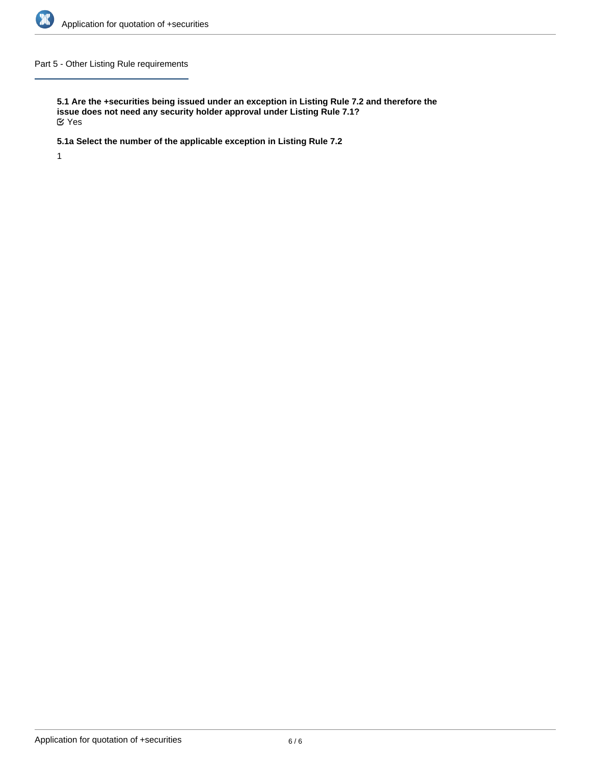## Part 5 - Other Listing Rule requirements

**5.1 Are the +securities being issued under an exception in Listing Rule 7.2 and therefore the issue does not need any security holder approval under Listing Rule 7.1?**

☑ Yes

**5.1a Select the number of the applicable exception in Listing Rule 7.2**

1